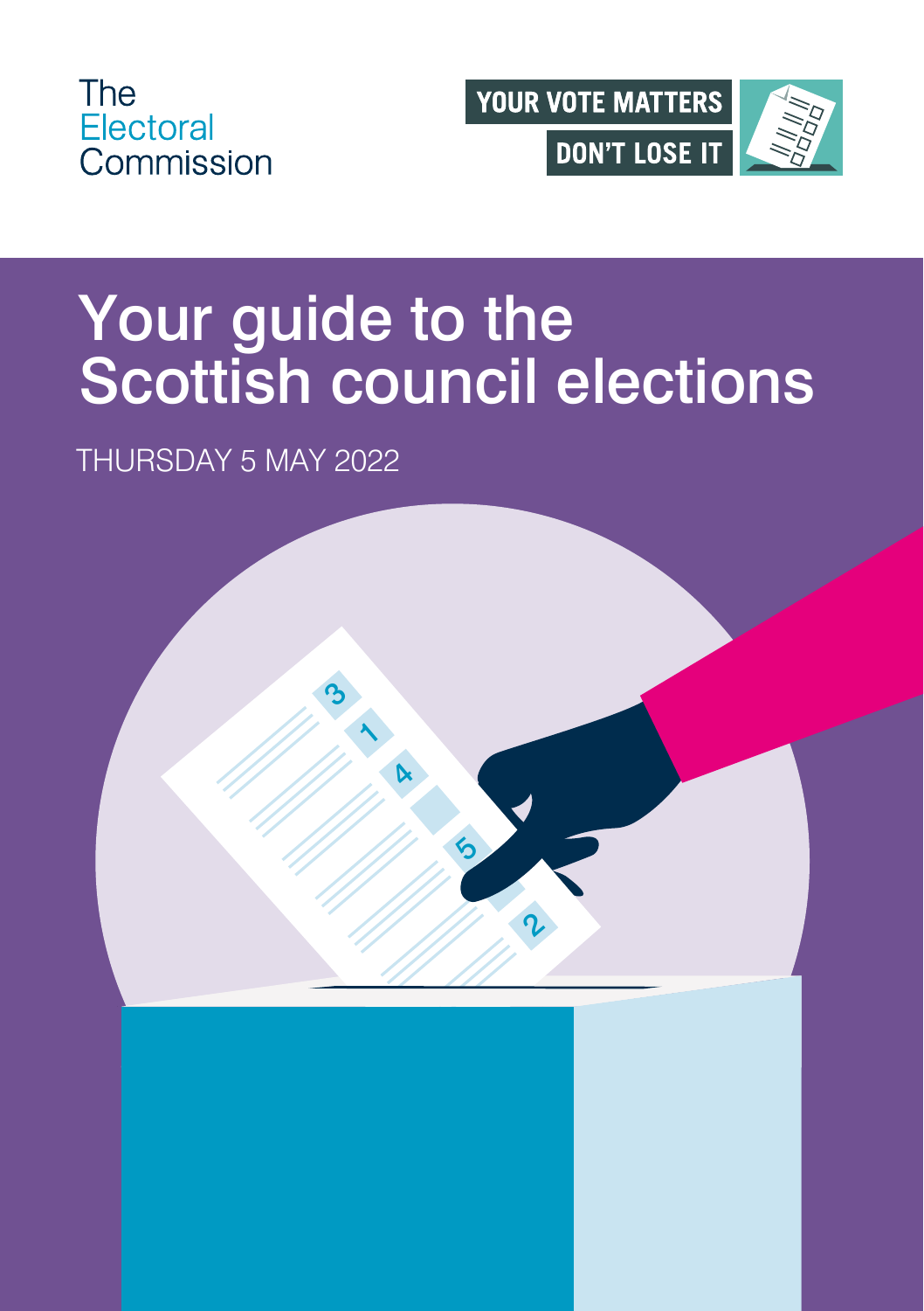The Electoral Commission

YOUR VOTE MATTERS
DON'T LOSE IT

# Your guide to the Scottish council elections

THURSDAY 5 MAY 2022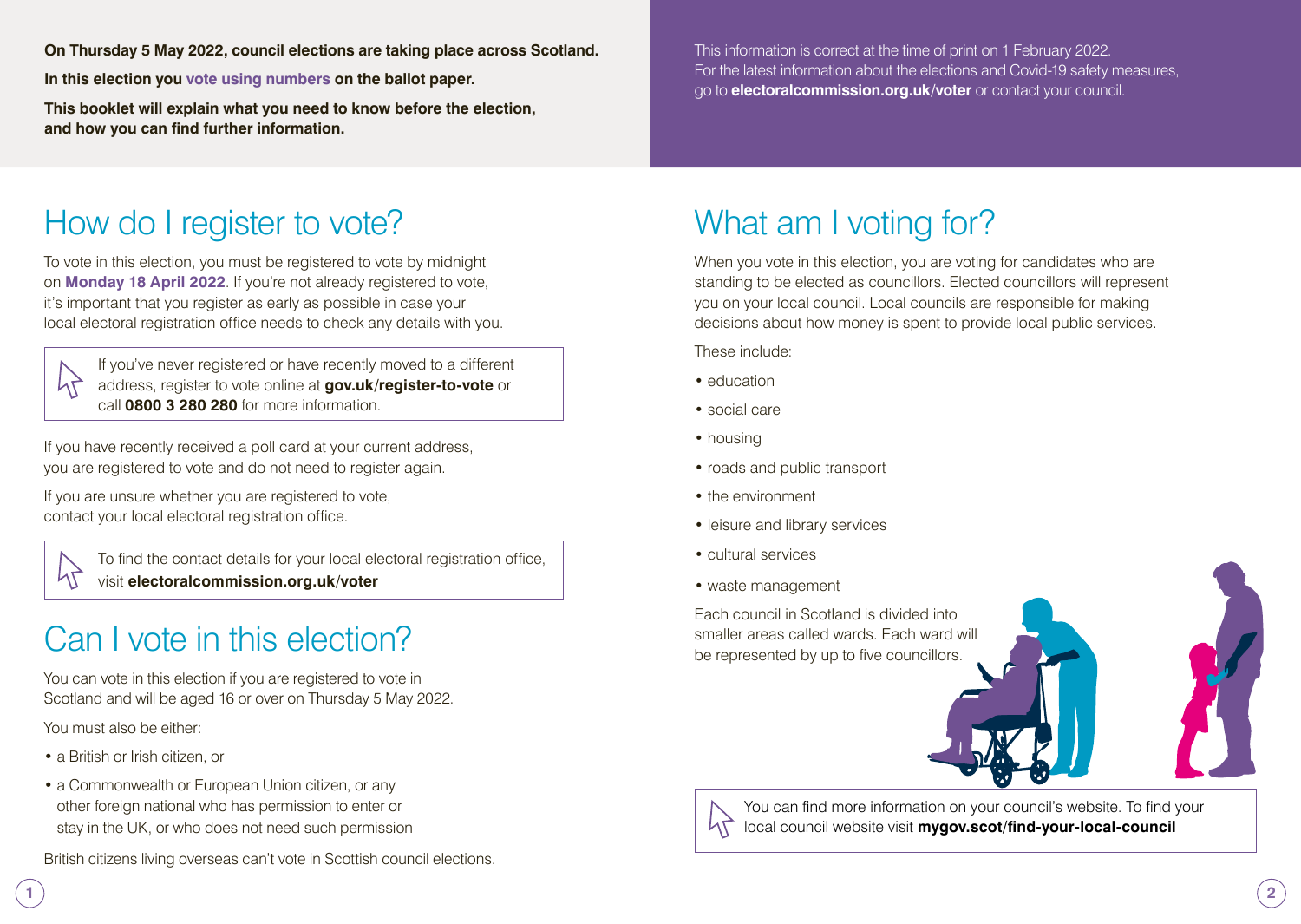**On Thursday 5 May 2022, council elections are taking place across Scotland.**

**In this election you vote using numbers on the ballot paper.**

**This booklet will explain what you need to know before the election, and how you can find further information.**

This information is correct at the time of print on 1 February 2022.
For the latest information about the elections and Covid-19 safety measures, go to **electoralcommission.org.uk/voter** or contact your council.

# How do I register to vote?

To vote in this election, you must be registered to vote by midnight on **Monday 18 April 2022**. If you're not already registered to vote, it's important that you register as early as possible in case your local electoral registration office needs to check any details with you.

> If you've never registered or have recently moved to a different address, register to vote online at **gov.uk/register-to-vote** or call **0800 3 280 280** for more information.

If you have recently received a poll card at your current address, you are registered to vote and do not need to register again.

If you are unsure whether you are registered to vote, contact your local electoral registration office.

> To find the contact details for your local electoral registration office, visit **electoralcommission.org.uk/voter**

# Can I vote in this election?

You can vote in this election if you are registered to vote in Scotland and will be aged 16 or over on Thursday 5 May 2022.

You must also be either:

- a British or Irish citizen, or
- a Commonwealth or European Union citizen, or any other foreign national who has permission to enter or stay in the UK, or who does not need such permission

British citizens living overseas can't vote in Scottish council elections.

# What am I voting for?

When you vote in this election, you are voting for candidates who are standing to be elected as councillors. Elected councillors will represent you on your local council. Local councils are responsible for making decisions about how money is spent to provide local public services.

These include:

- education
- social care
- housing
- roads and public transport
- the environment
- leisure and library services
- cultural services
- waste management

Each council in Scotland is divided into smaller areas called wards. Each ward will be represented by up to five councillors.

> You can find more information on your council's website. To find your local council website visit **mygov.scot/find-your-local-council**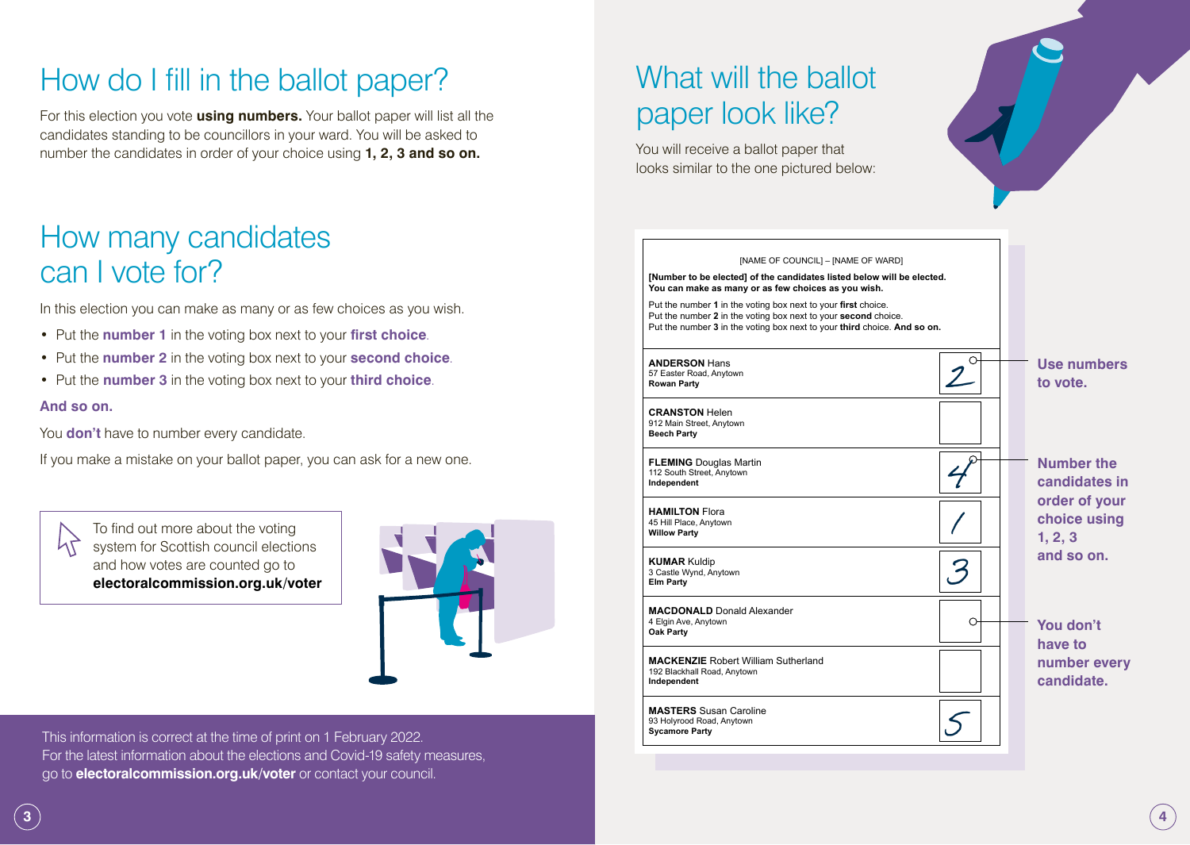# How do I fill in the ballot paper?

For this election you vote **using numbers.** Your ballot paper will list all the candidates standing to be councillors in your ward. You will be asked to number the candidates in order of your choice using **1, 2, 3 and so on.**

# How many candidates can I vote for?

In this election you can make as many or as few choices as you wish.

- Put the **number 1** in the voting box next to your **first choice**.
- Put the **number 2** in the voting box next to your **second choice**.
- Put the **number 3** in the voting box next to your **third choice**.

**And so on.**

You **don't** have to number every candidate.

If you make a mistake on your ballot paper, you can ask for a new one.

To find out more about the voting system for Scottish council elections and how votes are counted go to **electoralcommission.org.uk/voter**

This information is correct at the time of print on 1 February 2022.
For the latest information about the elections and Covid-19 safety measures, go to **electoralcommission.org.uk/voter** or contact your council.

# What will the ballot paper look like?

You will receive a ballot paper that looks similar to the one pictured below:

[NAME OF COUNCIL] – [NAME OF WARD]

**[Number to be elected] of the candidates listed below will be elected.**
**You can make as many or as few choices as you wish.**

Put the number **1** in the voting box next to your **first** choice.
Put the number **2** in the voting box next to your **second** choice.
Put the number **3** in the voting box next to your **third** choice. **And so on.**

| Candidate | Vote |
|---|---|
| **ANDERSON** Hans<br>57 Easter Road, Anytown<br>**Rowan Party** | 2 |
| **CRANSTON** Helen<br>912 Main Street, Anytown<br>**Beech Party** | |
| **FLEMING** Douglas Martin<br>112 South Street, Anytown<br>**Independent** | 4 |
| **HAMILTON** Flora<br>45 Hill Place, Anytown<br>**Willow Party** | 1 |
| **KUMAR** Kuldip<br>3 Castle Wynd, Anytown<br>**Elm Party** | 3 |
| **MACDONALD** Donald Alexander<br>4 Elgin Ave, Anytown<br>**Oak Party** | |
| **MACKENZIE** Robert William Sutherland<br>192 Blackhall Road, Anytown<br>**Independent** | |
| **MASTERS** Susan Caroline<br>93 Holyrood Road, Anytown<br>**Sycamore Party** | 5 |

**Use numbers to vote.**

**Number the candidates in order of your choice using 1, 2, 3 and so on.**

**You don't have to number every candidate.**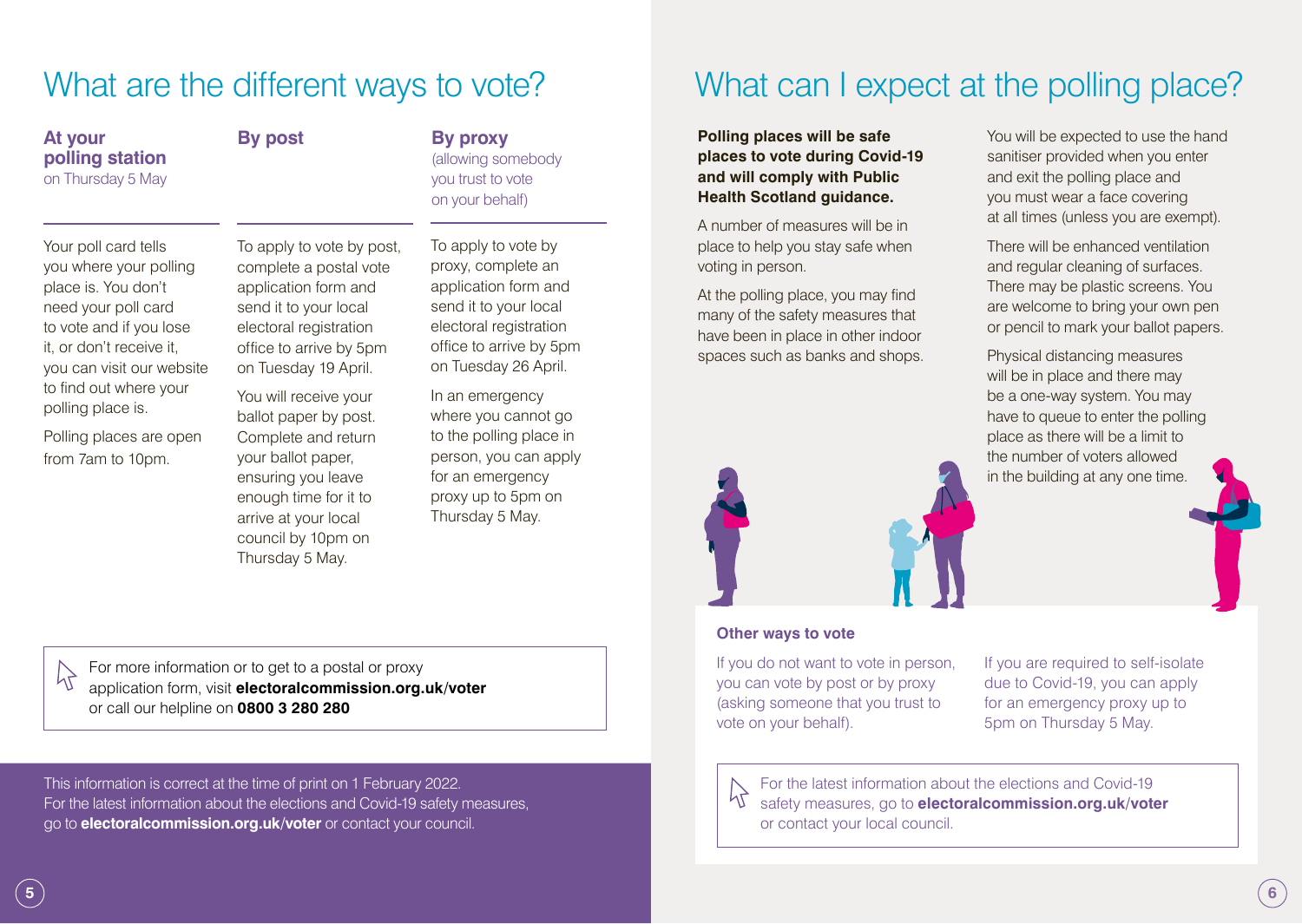# What are the different ways to vote?

### At your polling station
on Thursday 5 May

Your poll card tells you where your polling place is. You don't need your poll card to vote and if you lose it, or don't receive it, you can visit our website to find out where your polling place is.

Polling places are open from 7am to 10pm.

### By post

To apply to vote by post, complete a postal vote application form and send it to your local electoral registration office to arrive by 5pm on Tuesday 19 April.

You will receive your ballot paper by post. Complete and return your ballot paper, ensuring you leave enough time for it to arrive at your local council by 10pm on Thursday 5 May.

### By proxy
(allowing somebody you trust to vote on your behalf)

To apply to vote by proxy, complete an application form and send it to your local electoral registration office to arrive by 5pm on Tuesday 26 April.

In an emergency where you cannot go to the polling place in person, you can apply for an emergency proxy up to 5pm on Thursday 5 May.

For more information or to get to a postal or proxy application form, visit **electoralcommission.org.uk/voter** or call our helpline on **0800 3 280 280**

This information is correct at the time of print on 1 February 2022. For the latest information about the elections and Covid-19 safety measures, go to **electoralcommission.org.uk/voter** or contact your council.

# What can I expect at the polling place?

**Polling places will be safe places to vote during Covid-19 and will comply with Public Health Scotland guidance.**

A number of measures will be in place to help you stay safe when voting in person.

At the polling place, you may find many of the safety measures that have been in place in other indoor spaces such as banks and shops.

You will be expected to use the hand sanitiser provided when you enter and exit the polling place and you must wear a face covering at all times (unless you are exempt).

There will be enhanced ventilation and regular cleaning of surfaces. There may be plastic screens. You are welcome to bring your own pen or pencil to mark your ballot papers.

Physical distancing measures will be in place and there may be a one-way system. You may have to queue to enter the polling place as there will be a limit to the number of voters allowed in the building at any one time.

### Other ways to vote

If you do not want to vote in person, you can vote by post or by proxy (asking someone that you trust to vote on your behalf).

If you are required to self-isolate due to Covid-19, you can apply for an emergency proxy up to 5pm on Thursday 5 May.

For the latest information about the elections and Covid-19 safety measures, go to **electoralcommission.org.uk/voter** or contact your local council.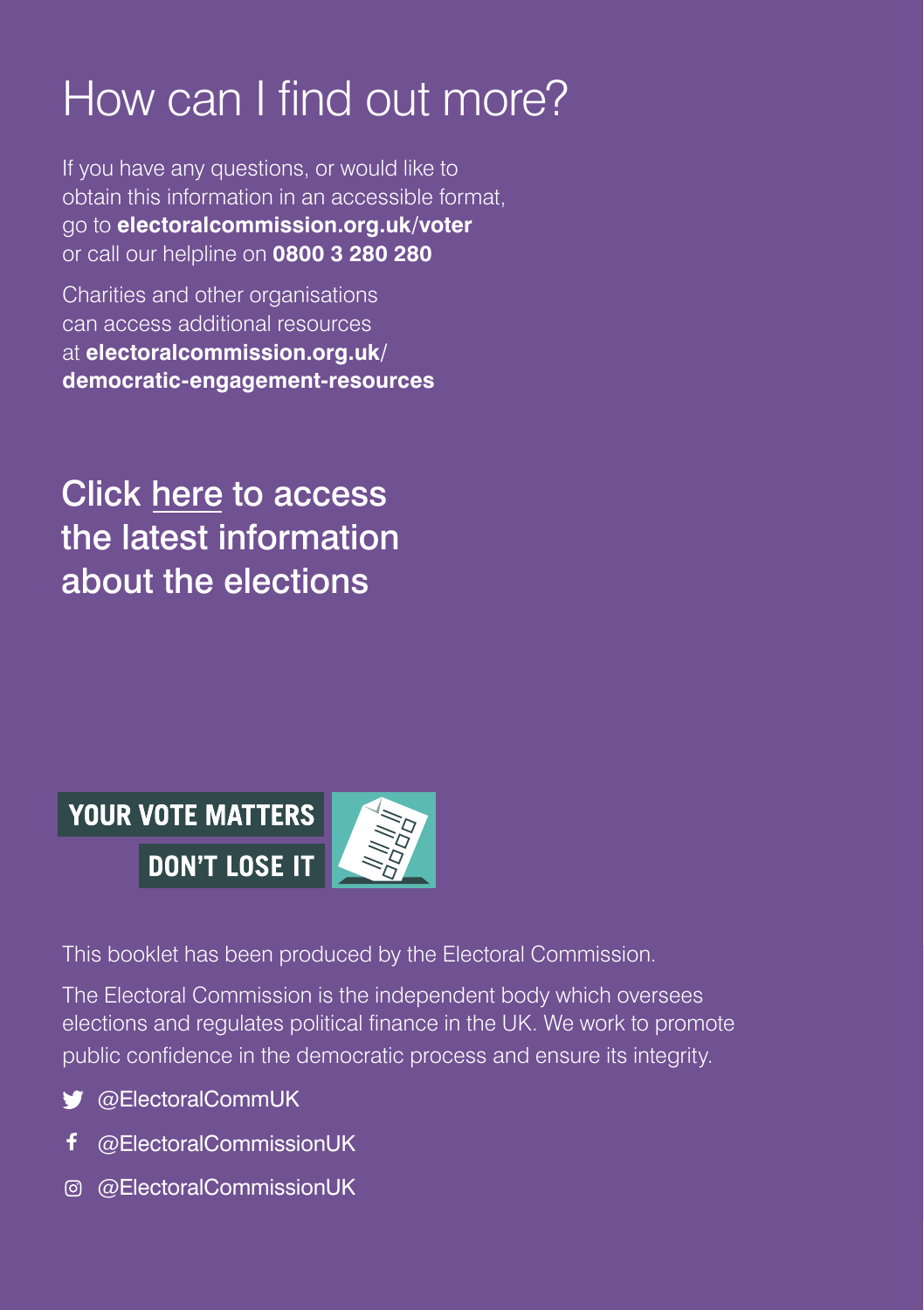# How can I find out more?

If you have any questions, or would like to obtain this information in an accessible format, go to **electoralcommission.org.uk/voter** or call our helpline on **0800 3 280 280**

Charities and other organisations can access additional resources at **electoralcommission.org.uk/democratic-engagement-resources**

## Click here to access the latest information about the elections

YOUR VOTE MATTERS

DON'T LOSE IT

This booklet has been produced by the Electoral Commission.

The Electoral Commission is the independent body which oversees elections and regulates political finance in the UK. We work to promote public confidence in the democratic process and ensure its integrity.

- @ElectoralCommUK
- @ElectoralCommissionUK
- @ElectoralCommissionUK